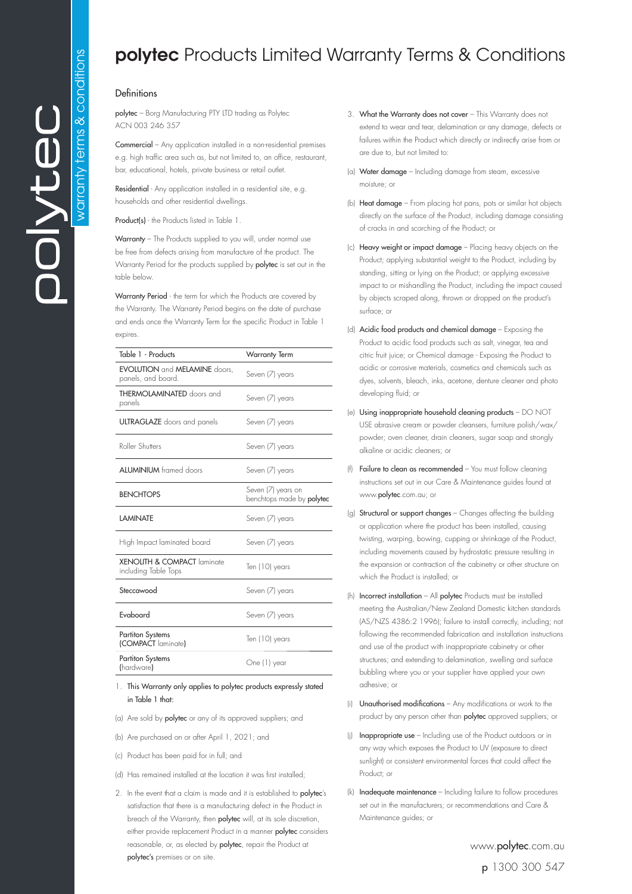# **polytec** Products Limited Warranty Terms & Conditions

## Definitions

**polytec** – Borg Manufacturing PTY LTD trading as Polytec ACN 003 246 357

**Commercial** – Any application installed in a non-residential premises e.g. high traffic area such as, but not limited to, an office, restaurant, bar, educational, hotels, private business or retail outlet.

**Residential** - Any application installed in a residential site, e.g. households and other residential dwellings.

**Product(s)** - the Products listed in Table 1.

**Warranty** – The Products supplied to you will, under normal use be free from defects arising from manufacture of the product. The Warranty Period for the products supplied by **polytec** is set out in the table below.

**Warranty Period** - the term for which the Products are covered by the Warranty. The Warranty Period begins on the date of purchase and ends once the Warranty Term for the specific Product in Table 1 expires.

| Table 1 - Products | Warranty Term |
|---|---|
| **EVOLUTION** and **MELAMINE** doors, panels, and board. | Seven (7) years |
| **THERMOLAMINATED** doors and panels | Seven (7) years |
| **ULTRAGLAZE** doors and panels | Seven (7) years |
| Roller Shutters | Seven (7) years |
| **ALUMINIUM** framed doors | Seven (7) years |
| **BENCHTOPS** | Seven (7) years on benchtops made by **polytec** |
| **LAMINATE** | Seven (7) years |
| High Impact laminated board | Seven (7) years |
| **XENOLITH & COMPACT** laminate including Table Tops | Ten (10) years |
| Steccawood | Seven (7) years |
| Evaboard | Seven (7) years |
| Partiton Systems (**COMPACT** laminate) | Ten (10) years |
| Partiton Systems (hardware) | One (1) year |

1. This Warranty only applies to polytec products expressly stated in Table 1 that:

(a) Are sold by **polytec** or any of its approved suppliers; and

(b) Are purchased on or after April 1, 2021; and

(c) Product has been paid for in full; and

(d) Has remained installed at the location it was first installed;

2. In the event that a claim is made and it is established to **polytec**'s satisfaction that there is a manufacturing defect in the Product in breach of the Warranty, then **polytec** will, at its sole discretion, either provide replacement Product in a manner **polytec** considers reasonable, or, as elected by **polytec**, repair the Product at **polytec's** premises or on site.

3. **What the Warranty does not cover** – This Warranty does not extend to wear and tear, delamination or any damage, defects or failures within the Product which directly or indirectly arise from or are due to, but not limited to:

(a) **Water damage** – Including damage from steam, excessive moisture; or

(b) **Heat damage** – From placing hot pans, pots or similar hot objects directly on the surface of the Product, including damage consisting of cracks in and scorching of the Product; or

(c) **Heavy weight or impact damage** – Placing heavy objects on the Product; applying substantial weight to the Product, including by standing, sitting or lying on the Product; or applying excessive impact to or mishandling the Product, including the impact caused by objects scraped along, thrown or dropped on the product's surface; or

(d) **Acidic food products and chemical damage** – Exposing the Product to acidic food products such as salt, vinegar, tea and citric fruit juice; or Chemical damage - Exposing the Product to acidic or corrosive materials, cosmetics and chemicals such as dyes, solvents, bleach, inks, acetone, denture cleaner and photo developing fluid; or

(e) **Using inappropriate household cleaning products** – DO NOT USE abrasive cream or powder cleansers, furniture polish/wax/powder; oven cleaner, drain cleaners, sugar soap and strongly alkaline or acidic cleaners; or

(f) **Failure to clean as recommended** – You must follow cleaning instructions set out in our Care & Maintenance guides found at www.**polytec**.com.au; or

(g) **Structural or support changes** – Changes affecting the building or application where the product has been installed, causing twisting, warping, bowing, cupping or shrinkage of the Product, including movements caused by hydrostatic pressure resulting in the expansion or contraction of the cabinetry or other structure on which the Product is installed; or

(h) **Incorrect installation** – All **polytec** Products must be installed meeting the Australian/New Zealand Domestic kitchen standards (AS/NZS 4386:2 1996); failure to install correctly, including; not following the recommended fabrication and installation instructions and use of the product with inappropriate cabinetry or other structures; and extending to delamination, swelling and surface bubbling where you or your supplier have applied your own adhesive; or

(i) **Unauthorised modifications** – Any modifications or work to the product by any person other than **polytec** approved suppliers; or

(j) **Inappropriate use** – Including use of the Product outdoors or in any way which exposes the Product to UV (exposure to direct sunlight) or consistent environmental forces that could affect the Product; or

(k) **Inadequate maintenance** – Including failure to follow procedures set out in the manufacturers; or recommendations and Care & Maintenance guides; or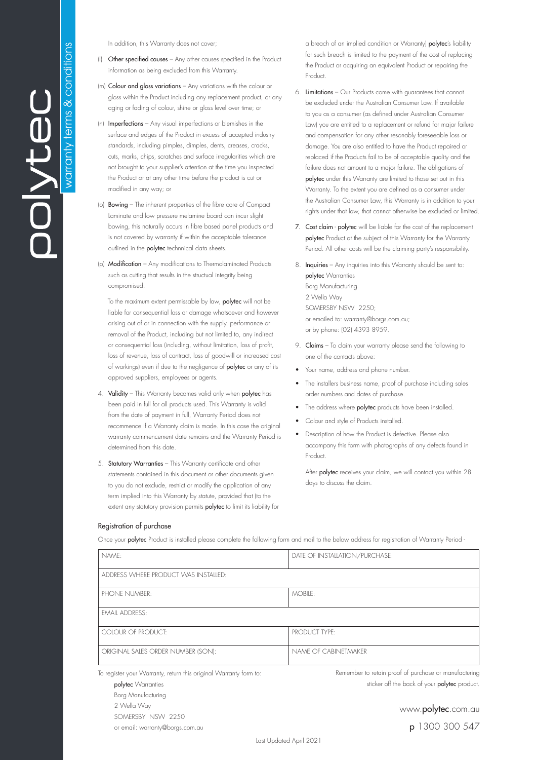In addition, this Warranty does not cover;

(l) **Other specified causes** – Any other causes specified in the Product information as being excluded from this Warranty.

(m) **Colour and gloss variations** – Any variations with the colour or gloss within the Product including any replacement product, or any aging or fading of colour, shine or gloss level over time; or

(n) **Imperfections** – Any visual imperfections or blemishes in the surface and edges of the Product in excess of accepted industry standards, including pimples, dimples, dents, creases, cracks, cuts, marks, chips, scratches and surface irregularities which are not brought to your supplier's attention at the time you inspected the Product or at any other time before the product is cut or modified in any way; or

(o) **Bowing** – The inherent properties of the fibre core of Compact Laminate and low pressure melamine board can incur slight bowing, this naturally occurs in fibre based panel products and is not covered by warranty if within the acceptable tolerance outlined in the **polytec** technnical data sheets.

(p) **Modification** – Any modifications to Thermolaminated Products such as cutting that results in the structual integrity being compromised.

To the maximum extent permissable by law, **polytec** will not be liable for consequential loss or damage whatsoever and however arising out of or in connection with the supply, performance or removal of the Product, including but not limited to, any indirect or consequential loss (including, without limitation, loss of profit, loss of revenue, loss of contract, loss of goodwill or increased cost of workings) even if due to the negligence of **polytec** or any of its approved suppliers, employees or agents.

4. **Validity** – This Warranty becomes valid only when **polytec** has been paid in full for all products used. This Warranty is valid from the date of payment in full, Warranty Period does not recommence if a Warranty claim is made. In this case the original warranty commencement date remains and the Warranty Period is determined from this date.

5. **Statutory Warranties** – This Warranty certificate and other statements contained in this document or other documents given to you do not exclude, restrict or modify the application of any term implied into this Warranty by statute, provided that (to the extent any statutory provision permits **polytec** to limit its liability for a breach of an implied condition or Warranty) **polytec**'s liability for such breach is limited to the payment of the cost of replacing the Product or acquiring an equivalent Product or repairing the Product.

6. **Limitations** – Our Products come with guarantees that cannot be excluded under the Australian Consumer Law. If available to you as a consumer (as defined under Australian Consumer Law) you are entitled to a replacement or refund for major failure and compensation for any other resonably foreseeable loss or damage. You are also entitled to have the Product repaired or replaced if the Products fail to be of acceptable quality and the failure does not amount to a major failure. The obligations of **polytec** under this Warranty are limited to those set out in this Warranty. To the extent you are defined as a consumer under the Australian Consumer Law, this Warranty is in addition to your rights under that law, that cannot otherwise be excluded or limited.

7. **Cost claim** - **polytec** will be liable for the cost of the replacement **polytec** Product at the subject of this Warranty for the Warranty Period. All other costs will be the claiming party's responsibility.

8. **Inquiries** – Any inquiries into this Warranty should be sent to:
   **polytec** Warranties
   Borg Manufacturing
   2 Wella Way
   SOMERSBY NSW 2250;
   or emailed to: warranty@borgs.com.au;
   or by phone: (02) 4393 8959.

9. **Claims** – To claim your warranty please send the following to one of the contacts above:

- Your name, address and phone number.
- The installers business name, proof of purchase including sales order numbers and dates of purchase.
- The address where **polytec** products have been installed.
- Colour and style of Products installed.
- Description of how the Product is defective. Please also accompany this form with photographs of any defects found in Product.

After **polytec** receives your claim, we will contact you within 28 days to discuss the claim.

## Registration of purchase

Once your **polytec** Product is installed please complete the following form and mail to the below address for registration of Warranty Period -

| | |
|---|---|
| NAME: | DATE OF INSTALLATION/PURCHASE: |
| ADDRESS WHERE PRODUCT WAS INSTALLED: | |
| PHONE NUMBER: | MOBILE: |
| EMAIL ADDRESS: | |
| COLOUR OF PRODUCT: | PRODUCT TYPE: |
| ORIGINAL SALES ORDER NUMBER (SON): | NAME OF CABINETMAKER |

To register your Warranty, return this original Warranty form to:

**polytec** Warranties
Borg Manufacturing
2 Wella Way
SOMERSBY NSW 2250
or email: warranty@borgs.com.au

Remember to retain proof of purchase or manufacturing sticker off the back of your **polytec** product.

www.**polytec**.com.au

**p** 1300 300 547

Last Updated April 2021